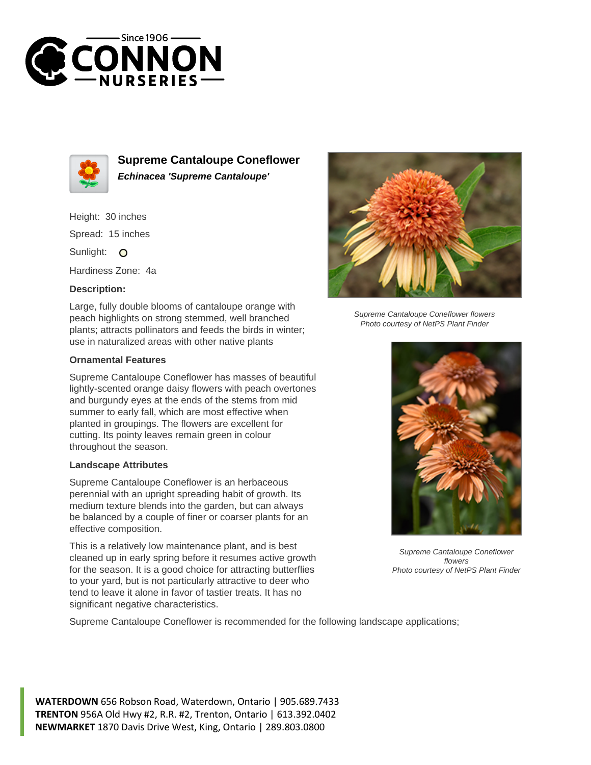# Supreme Cantaloupe Coneflower

***Echinacea 'Supreme Cantaloupe'***

Height: 30 inches

Spread: 15 inches

Sunlight: O

Hardiness Zone: 4a

**Description:**

Large, fully double blooms of cantaloupe orange with peach highlights on strong stemmed, well branched plants; attracts pollinators and feeds the birds in winter; use in naturalized areas with other native plants

*Supreme Cantaloupe Coneflower flowers*
*Photo courtesy of NetPS Plant Finder*

### Ornamental Features

Supreme Cantaloupe Coneflower has masses of beautiful lightly-scented orange daisy flowers with peach overtones and burgundy eyes at the ends of the stems from mid summer to early fall, which are most effective when planted in groupings. The flowers are excellent for cutting. Its pointy leaves remain green in colour throughout the season.

### Landscape Attributes

Supreme Cantaloupe Coneflower is an herbaceous perennial with an upright spreading habit of growth. Its medium texture blends into the garden, but can always be balanced by a couple of finer or coarser plants for an effective composition.

This is a relatively low maintenance plant, and is best cleaned up in early spring before it resumes active growth for the season. It is a good choice for attracting butterflies to your yard, but is not particularly attractive to deer who tend to leave it alone in favor of tastier treats. It has no significant negative characteristics.

*Supreme Cantaloupe Coneflower flowers*
*Photo courtesy of NetPS Plant Finder*

Supreme Cantaloupe Coneflower is recommended for the following landscape applications;

**WATERDOWN** 656 Robson Road, Waterdown, Ontario | 905.689.7433
**TRENTON** 956A Old Hwy #2, R.R. #2, Trenton, Ontario | 613.392.0402
**NEWMARKET** 1870 Davis Drive West, King, Ontario | 289.803.0800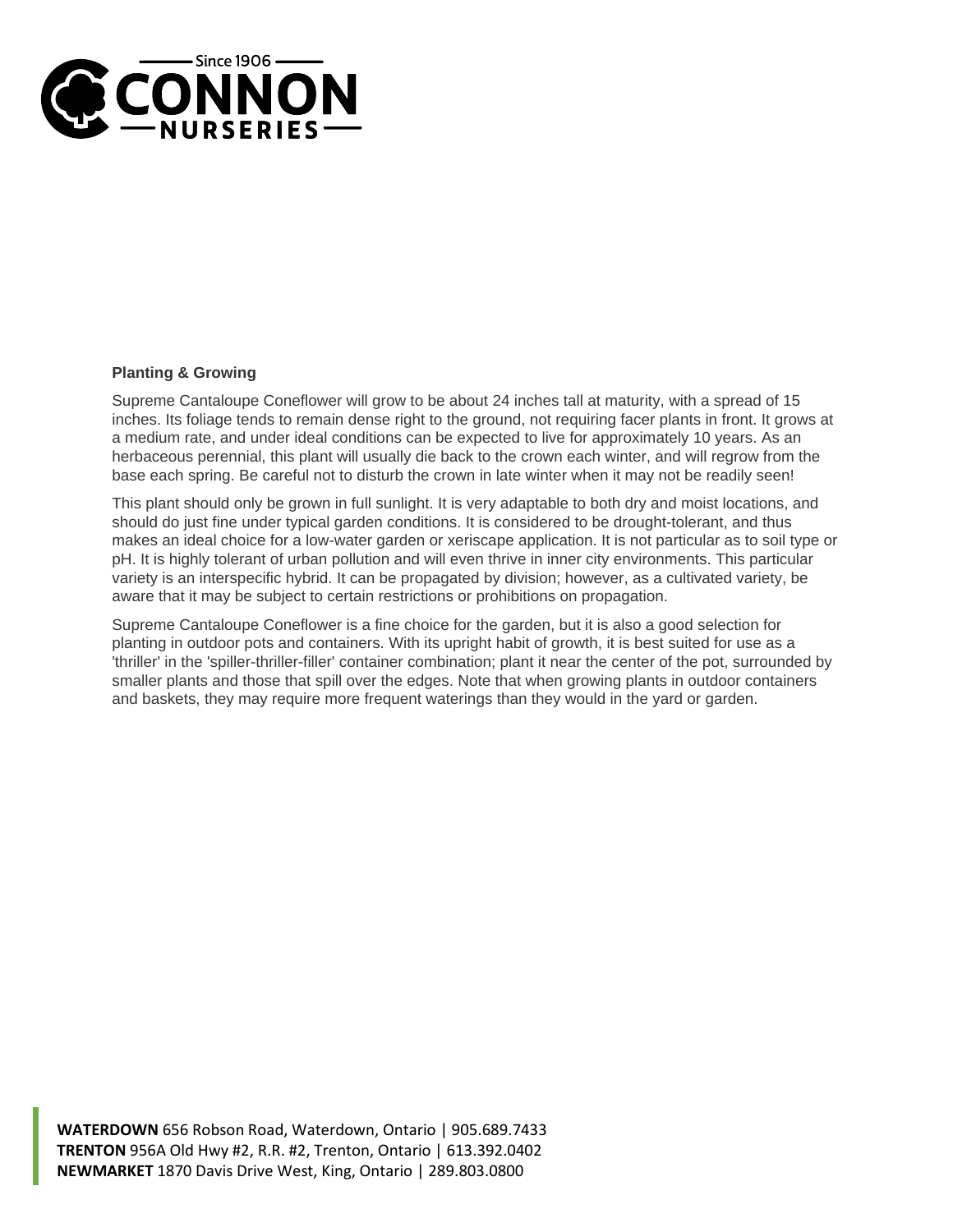**Planting & Growing**

Supreme Cantaloupe Coneflower will grow to be about 24 inches tall at maturity, with a spread of 15 inches. Its foliage tends to remain dense right to the ground, not requiring facer plants in front. It grows at a medium rate, and under ideal conditions can be expected to live for approximately 10 years. As an herbaceous perennial, this plant will usually die back to the crown each winter, and will regrow from the base each spring. Be careful not to disturb the crown in late winter when it may not be readily seen!

This plant should only be grown in full sunlight. It is very adaptable to both dry and moist locations, and should do just fine under typical garden conditions. It is considered to be drought-tolerant, and thus makes an ideal choice for a low-water garden or xeriscape application. It is not particular as to soil type or pH. It is highly tolerant of urban pollution and will even thrive in inner city environments. This particular variety is an interspecific hybrid. It can be propagated by division; however, as a cultivated variety, be aware that it may be subject to certain restrictions or prohibitions on propagation.

Supreme Cantaloupe Coneflower is a fine choice for the garden, but it is also a good selection for planting in outdoor pots and containers. With its upright habit of growth, it is best suited for use as a 'thriller' in the 'spiller-thriller-filler' container combination; plant it near the center of the pot, surrounded by smaller plants and those that spill over the edges. Note that when growing plants in outdoor containers and baskets, they may require more frequent waterings than they would in the yard or garden.